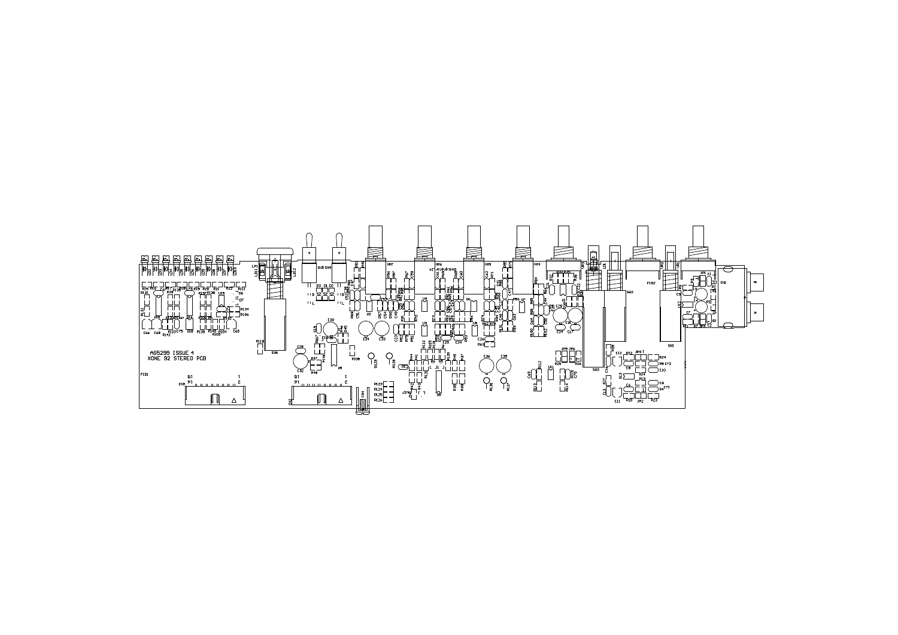AG5299 ISSUE 4
XONE 92 STEREO PCB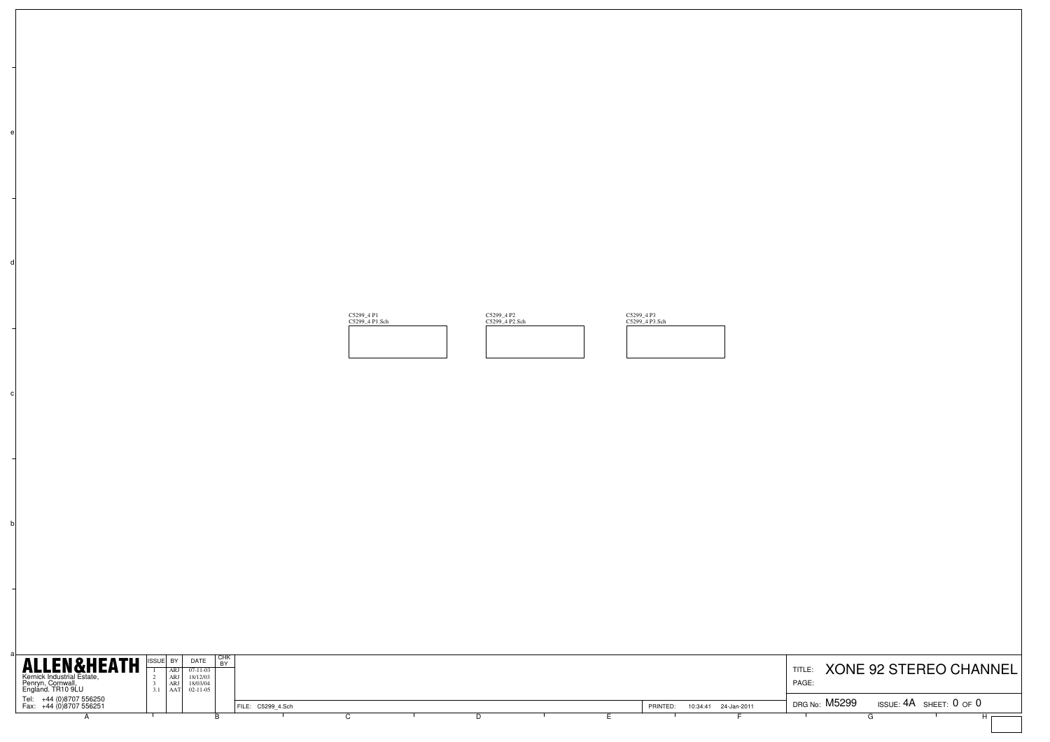C5299_4 P1
C5299_4 P1.Sch

C5299_4 P2
C5299_4 P2.Sch

C5299_4 P3
C5299_4 P3.Sch

**ALLEN&HEATH**
Kernick Industrial Estate,
Penryn, Cornwall,
England. TR10 9LU
Tel: +44 (0)8707 556250
Fax: +44 (0)8707 556251

| ISSUE | BY | DATE | CHK BY |
|---|---|---|---|
| 1 | ARJ | 07-11-03 | |
| 2 | ARJ | 18/12/03 | |
| 3 | ARJ | 18/03/04 | |
| 3.1 | AAT | 02-11-05 | |

FILE: C5299_4.Sch

PRINTED: 10:34:41 24-Jan-2011

TITLE: XONE 92 STEREO CHANNEL
PAGE:

DRG No: M5299 ISSUE: 4A SHEET: 0 OF 0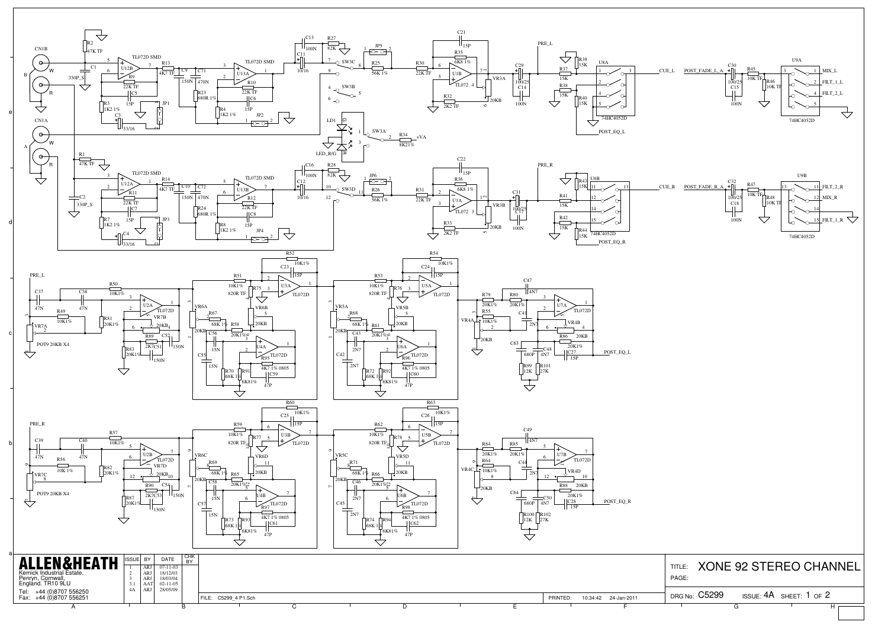**ALLEN&HEATH**

Kernick Industrial Estate,
Penryn, Cornwall,
England. TR10 9LU

Tel: +44 (0)8707 556250
Fax: +44 (0)8707 556251

| ISSUE | BY | DATE | CHK BY |
|---|---|---|---|
| 1 | ARJ | 07-11-03 | |
| 2 | ARJ | 18/12/03 | |
| 3 | ARJ | 18/03/04 | |
| 3.1 | AAT | 02-11-05 | |
| 4A | ARJ | 28/05/09 | |

FILE: C5299_4 P1.Sch

PRINTED: 10:34:42 24-Jan-2011

TITLE: XONE 92 STEREO CHANNEL

PAGE:

DRG No: C5299 ISSUE: 4A SHEET: 1 OF 2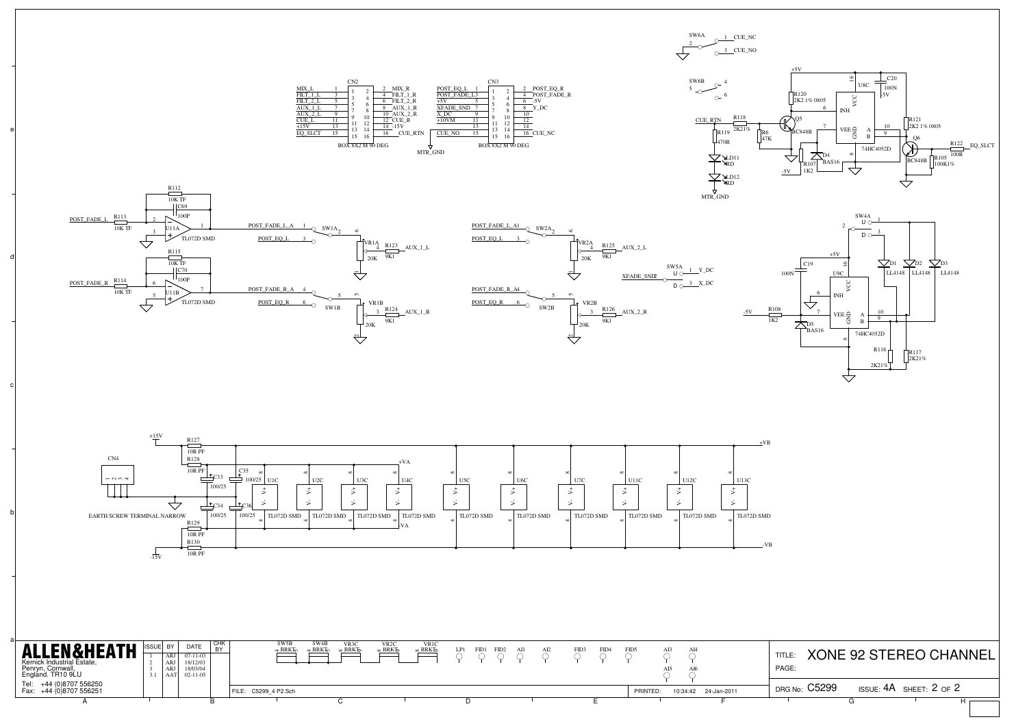# XONE 92 STEREO CHANNEL

**ALLEN&HEATH**
Kernick Industrial Estate,
Penryn, Cornwall,
England. TR10 9LU

Tel: +44 (0)8707 556250
Fax: +44 (0)8707 556251

| ISSUE | BY | DATE | CHK BY |
| --- | --- | --- | --- |
| 1 | ARJ | 07-11-03 | |
| 2 | ARJ | 18/12/03 | |
| 3 | ARJ | 18/03/04 | |
| 3.1 | AAT | 02-11-05 | |

FILE: C5299_4 P2.Sch

PRINTED: 10:34:42 24-Jan-2011

TITLE: XONE 92 STEREO CHANNEL

PAGE:

DRG No: C5299 ISSUE: 4A SHEET: 2 OF 2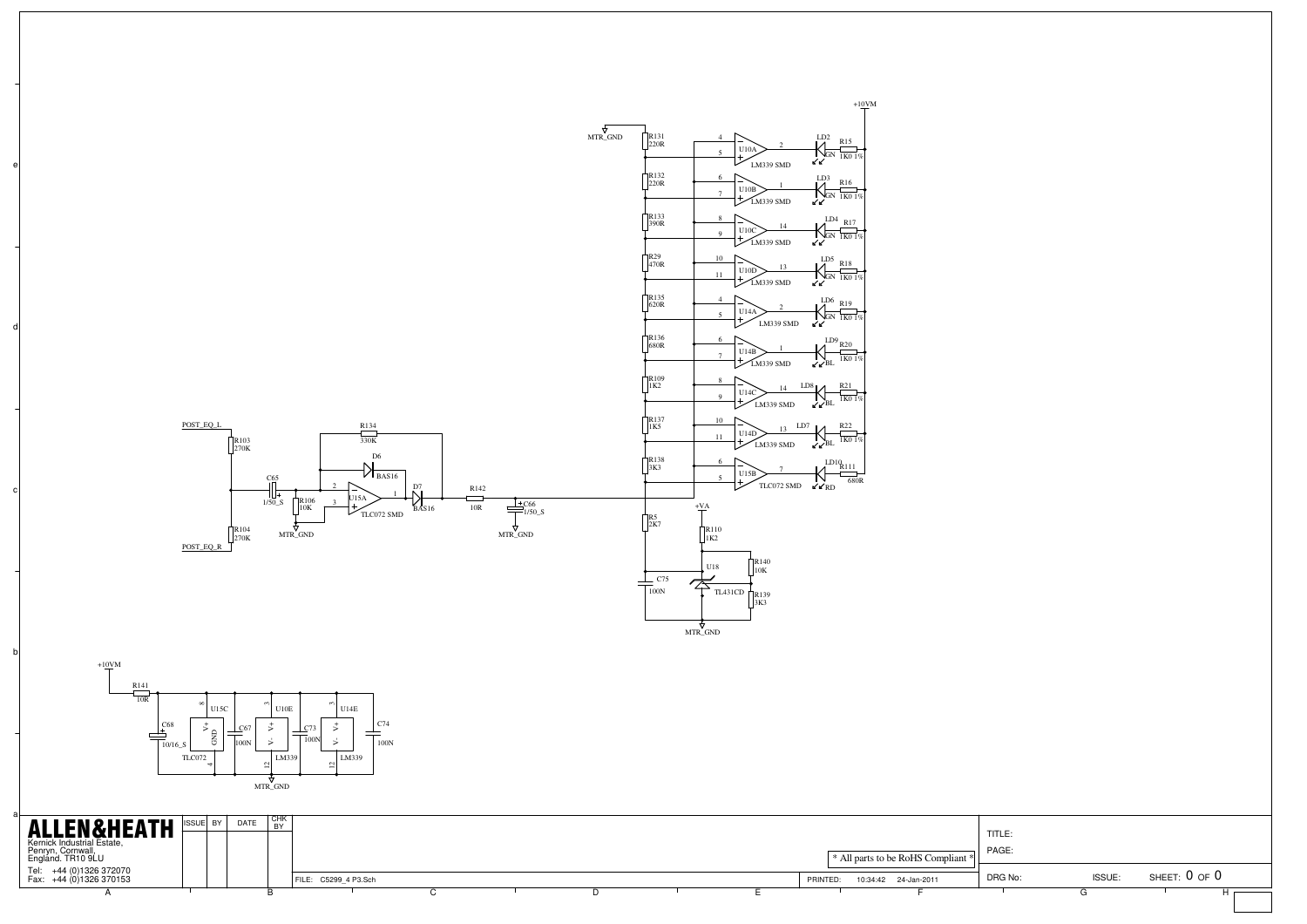+10VM

MTR_GND

R131 220R

R132 220R

R133 390R

R29 470R

R135 620R

R136 680R

R109 1K2

R137 1K5

R138 3K3

U10A LM339 SMD

U10B LM339 SMD

U10C LM339 SMD

U10D LM339 SMD

U14A LM339 SMD

U14B LM339 SMD

U14C LM339 SMD

U14D LM339 SMD

U15B TLC072 SMD

LD2 GN, LD3 GN, LD4 GN, LD5 GN, LD6 GN, LD9 BL, LD8 BL, LD7 BL, LD10 RD

R15 1K0 1%, R16 1K0 1%, R17 1K0 1%, R18 1K0 1%, R19 1K0 1%, R20 1K0 1%, R21 1K0 1%, R22 1K0 1%, R111 680R

POST_EQ_L

POST_EQ_R

R103 270K

R104 270K

C65 1/50_S

R106 10K

R134 330K

D6 BAS16

D7 BAS16

U15A TLC072 SMD

R142 10R

C66 1/50_S

R5 2K7

C75 100N

+VA

R110 1K2

U18 TL431CD

R140 10K

R139 3K3

+10VM

R141 10R

C68 10/16_S

U15C TLC072

C67 100N

U10E LM339

C73 100N

U14E LM339

C74 100N

| ISSUE | BY | DATE | CHK BY |
| --- | --- | --- | --- |
| | | | |

**ALLEN&HEATH**
Kernick Industrial Estate,
Penryn, Cornwall,
England. TR10 9LU
Tel: +44 (0)1326 372070
Fax: +44 (0)1326 370153

* All parts to be RoHS Compliant *

FILE: C5299_4 P3.Sch

PRINTED: 10:34:42 24-Jan-2011

TITLE:

PAGE:

DRG No: ISSUE: SHEET: 0 OF 0